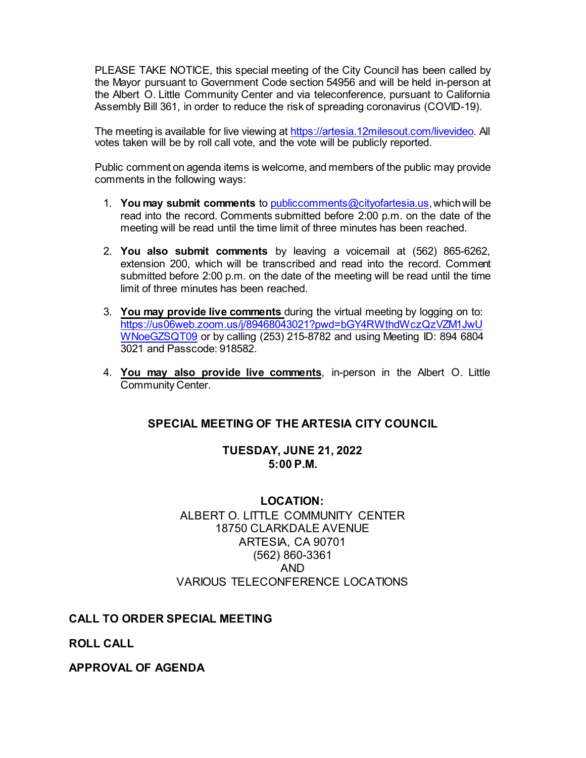PLEASE TAKE NOTICE, this special meeting of the City Council has been called by the Mayor pursuant to Government Code section 54956 and will be held in-person at the Albert O. Little Community Center and via teleconference, pursuant to California Assembly Bill 361, in order to reduce the risk of spreading coronavirus (COVID-19).

The meeting is available for live viewing at https://artesia.12milesout.com/livevideo. All votes taken will be by roll call vote, and the vote will be publicly reported.

Public comment on agenda items is welcome, and members of the public may provide comments in the following ways:

1. **You may submit comments** to publiccomments@cityofartesia.us, which will be read into the record. Comments submitted before 2:00 p.m. on the date of the meeting will be read until the time limit of three minutes has been reached.

2. **You also submit comments** by leaving a voicemail at (562) 865-6262, extension 200, which will be transcribed and read into the record. Comment submitted before 2:00 p.m. on the date of the meeting will be read until the time limit of three minutes has been reached.

3. **<u>You may provide live comments</u>** during the virtual meeting by logging on to: https://us06web.zoom.us/j/89468043021?pwd=bGY4RWthdWczQzVZM1JwUWNoeGZSQT09 or by calling (253) 215-8782 and using Meeting ID: 894 6804 3021 and Passcode: 918582.

4. **<u>You may also provide live comments</u>**, in-person in the Albert O. Little Community Center.

## SPECIAL MEETING OF THE ARTESIA CITY COUNCIL

**TUESDAY, JUNE 21, 2022**
**5:00 P.M.**

**LOCATION:**
ALBERT O. LITTLE COMMUNITY CENTER
18750 CLARKDALE AVENUE
ARTESIA, CA 90701
(562) 860-3361
AND
VARIOUS TELECONFERENCE LOCATIONS

## CALL TO ORDER SPECIAL MEETING

## ROLL CALL

## APPROVAL OF AGENDA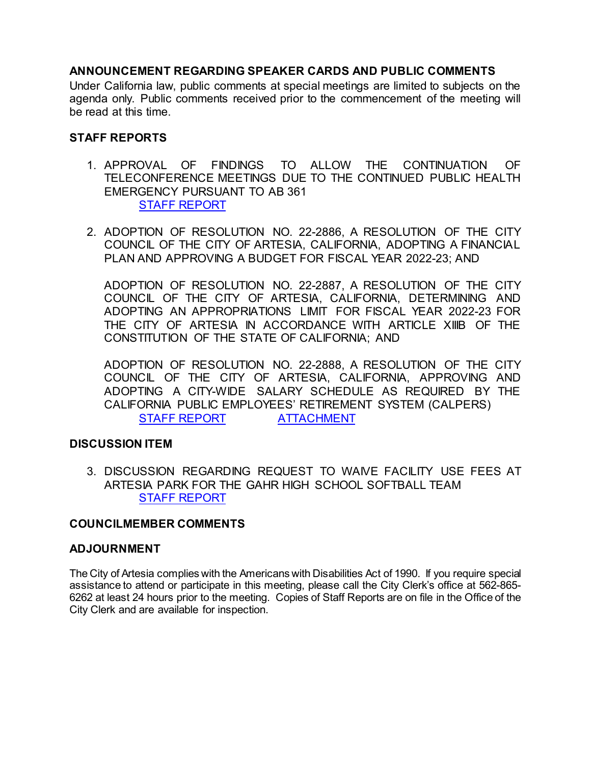**ANNOUNCEMENT REGARDING SPEAKER CARDS AND PUBLIC COMMENTS**

Under California law, public comments at special meetings are limited to subjects on the agenda only. Public comments received prior to the commencement of the meeting will be read at this time.

**STAFF REPORTS**

1. APPROVAL OF FINDINGS TO ALLOW THE CONTINUATION OF TELECONFERENCE MEETINGS DUE TO THE CONTINUED PUBLIC HEALTH EMERGENCY PURSUANT TO AB 361

   STAFF REPORT

2. ADOPTION OF RESOLUTION NO. 22-2886, A RESOLUTION OF THE CITY COUNCIL OF THE CITY OF ARTESIA, CALIFORNIA, ADOPTING A FINANCIAL PLAN AND APPROVING A BUDGET FOR FISCAL YEAR 2022-23; AND

   ADOPTION OF RESOLUTION NO. 22-2887, A RESOLUTION OF THE CITY COUNCIL OF THE CITY OF ARTESIA, CALIFORNIA, DETERMINING AND ADOPTING AN APPROPRIATIONS LIMIT FOR FISCAL YEAR 2022-23 FOR THE CITY OF ARTESIA IN ACCORDANCE WITH ARTICLE XIIIB OF THE CONSTITUTION OF THE STATE OF CALIFORNIA; AND

   ADOPTION OF RESOLUTION NO. 22-2888, A RESOLUTION OF THE CITY COUNCIL OF THE CITY OF ARTESIA, CALIFORNIA, APPROVING AND ADOPTING A CITY-WIDE SALARY SCHEDULE AS REQUIRED BY THE CALIFORNIA PUBLIC EMPLOYEES' RETIREMENT SYSTEM (CALPERS)

   STAFF REPORT ATTACHMENT

**DISCUSSION ITEM**

3. DISCUSSION REGARDING REQUEST TO WAIVE FACILITY USE FEES AT ARTESIA PARK FOR THE GAHR HIGH SCHOOL SOFTBALL TEAM

   STAFF REPORT

**COUNCILMEMBER COMMENTS**

**ADJOURNMENT**

The City of Artesia complies with the Americans with Disabilities Act of 1990. If you require special assistance to attend or participate in this meeting, please call the City Clerk's office at 562-865-6262 at least 24 hours prior to the meeting. Copies of Staff Reports are on file in the Office of the City Clerk and are available for inspection.